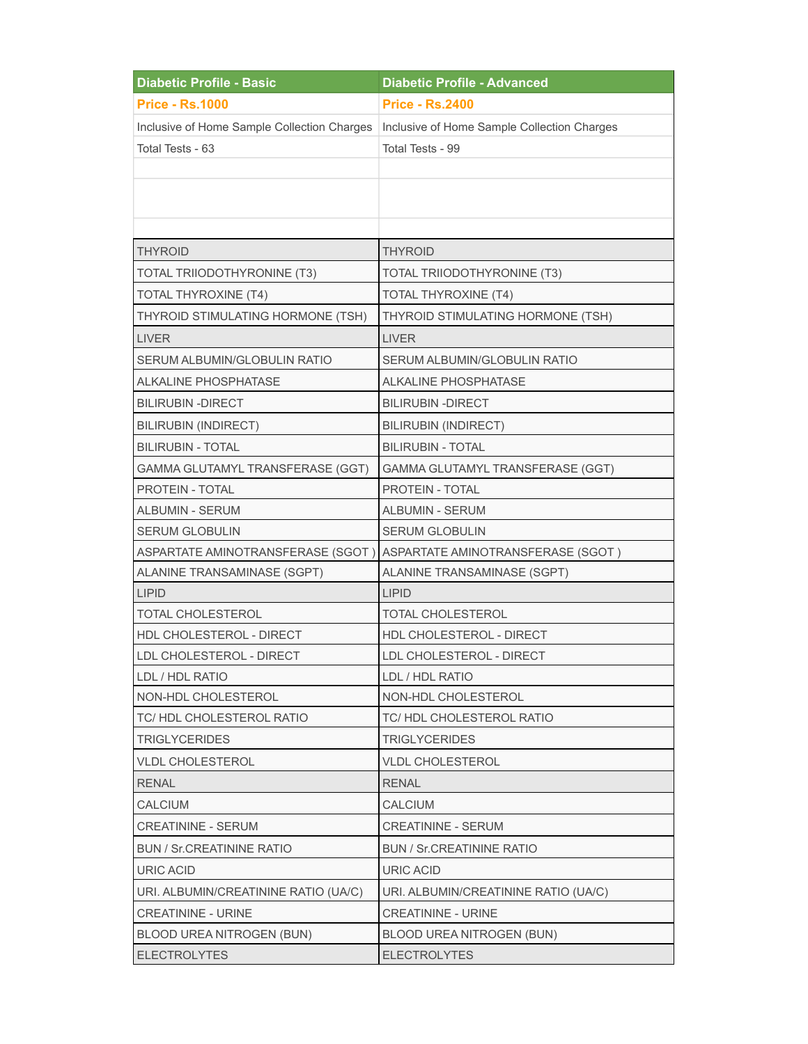| Diabetic Profile - Basic | Diabetic Profile - Advanced |
|---|---|
| **Price - Rs.1000** | **Price - Rs.2400** |
| Inclusive of Home Sample Collection Charges | Inclusive of Home Sample Collection Charges |
| Total Tests - 63 | Total Tests - 99 |
| | |
| | |
| | |
| THYROID | THYROID |
| TOTAL TRIIODOTHYRONINE (T3) | TOTAL TRIIODOTHYRONINE (T3) |
| TOTAL THYROXINE (T4) | TOTAL THYROXINE (T4) |
| THYROID STIMULATING HORMONE (TSH) | THYROID STIMULATING HORMONE (TSH) |
| LIVER | LIVER |
| SERUM ALBUMIN/GLOBULIN RATIO | SERUM ALBUMIN/GLOBULIN RATIO |
| ALKALINE PHOSPHATASE | ALKALINE PHOSPHATASE |
| BILIRUBIN -DIRECT | BILIRUBIN -DIRECT |
| BILIRUBIN (INDIRECT) | BILIRUBIN (INDIRECT) |
| BILIRUBIN - TOTAL | BILIRUBIN - TOTAL |
| GAMMA GLUTAMYL TRANSFERASE (GGT) | GAMMA GLUTAMYL TRANSFERASE (GGT) |
| PROTEIN - TOTAL | PROTEIN - TOTAL |
| ALBUMIN - SERUM | ALBUMIN - SERUM |
| SERUM GLOBULIN | SERUM GLOBULIN |
| ASPARTATE AMINOTRANSFERASE (SGOT ) | ASPARTATE AMINOTRANSFERASE (SGOT ) |
| ALANINE TRANSAMINASE (SGPT) | ALANINE TRANSAMINASE (SGPT) |
| LIPID | LIPID |
| TOTAL CHOLESTEROL | TOTAL CHOLESTEROL |
| HDL CHOLESTEROL - DIRECT | HDL CHOLESTEROL - DIRECT |
| LDL CHOLESTEROL - DIRECT | LDL CHOLESTEROL - DIRECT |
| LDL / HDL RATIO | LDL / HDL RATIO |
| NON-HDL CHOLESTEROL | NON-HDL CHOLESTEROL |
| TC/ HDL CHOLESTEROL RATIO | TC/ HDL CHOLESTEROL RATIO |
| TRIGLYCERIDES | TRIGLYCERIDES |
| VLDL CHOLESTEROL | VLDL CHOLESTEROL |
| RENAL | RENAL |
| CALCIUM | CALCIUM |
| CREATININE - SERUM | CREATININE - SERUM |
| BUN / Sr.CREATININE RATIO | BUN / Sr.CREATININE RATIO |
| URIC ACID | URIC ACID |
| URI. ALBUMIN/CREATININE RATIO (UA/C) | URI. ALBUMIN/CREATININE RATIO (UA/C) |
| CREATININE - URINE | CREATININE - URINE |
| BLOOD UREA NITROGEN (BUN) | BLOOD UREA NITROGEN (BUN) |
| ELECTROLYTES | ELECTROLYTES |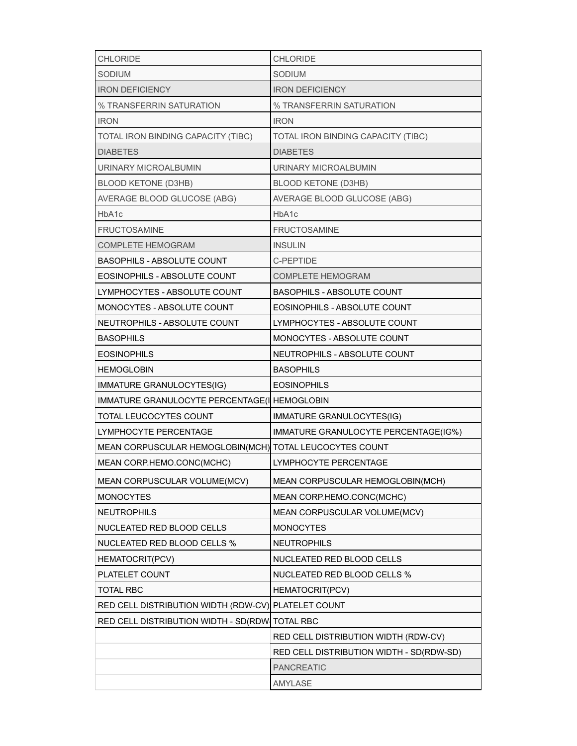| CHLORIDE | CHLORIDE |
|---|---|
| SODIUM | SODIUM |
| IRON DEFICIENCY | IRON DEFICIENCY |
| % TRANSFERRIN SATURATION | % TRANSFERRIN SATURATION |
| IRON | IRON |
| TOTAL IRON BINDING CAPACITY (TIBC) | TOTAL IRON BINDING CAPACITY (TIBC) |
| DIABETES | DIABETES |
| URINARY MICROALBUMIN | URINARY MICROALBUMIN |
| BLOOD KETONE (D3HB) | BLOOD KETONE (D3HB) |
| AVERAGE BLOOD GLUCOSE (ABG) | AVERAGE BLOOD GLUCOSE (ABG) |
| HbA1c | HbA1c |
| FRUCTOSAMINE | FRUCTOSAMINE |
| COMPLETE HEMOGRAM | INSULIN |
| BASOPHILS - ABSOLUTE COUNT | C-PEPTIDE |
| EOSINOPHILS - ABSOLUTE COUNT | COMPLETE HEMOGRAM |
| LYMPHOCYTES - ABSOLUTE COUNT | BASOPHILS - ABSOLUTE COUNT |
| MONOCYTES - ABSOLUTE COUNT | EOSINOPHILS - ABSOLUTE COUNT |
| NEUTROPHILS - ABSOLUTE COUNT | LYMPHOCYTES - ABSOLUTE COUNT |
| BASOPHILS | MONOCYTES - ABSOLUTE COUNT |
| EOSINOPHILS | NEUTROPHILS - ABSOLUTE COUNT |
| HEMOGLOBIN | BASOPHILS |
| IMMATURE GRANULOCYTES(IG) | EOSINOPHILS |
| IMMATURE GRANULOCYTE PERCENTAGE(I | HEMOGLOBIN |
| TOTAL LEUCOCYTES COUNT | IMMATURE GRANULOCYTES(IG) |
| LYMPHOCYTE PERCENTAGE | IMMATURE GRANULOCYTE PERCENTAGE(IG%) |
| MEAN CORPUSCULAR HEMOGLOBIN(MCH) | TOTAL LEUCOCYTES COUNT |
| MEAN CORP.HEMO.CONC(MCHC) | LYMPHOCYTE PERCENTAGE |
| MEAN CORPUSCULAR VOLUME(MCV) | MEAN CORPUSCULAR HEMOGLOBIN(MCH) |
| MONOCYTES | MEAN CORP.HEMO.CONC(MCHC) |
| NEUTROPHILS | MEAN CORPUSCULAR VOLUME(MCV) |
| NUCLEATED RED BLOOD CELLS | MONOCYTES |
| NUCLEATED RED BLOOD CELLS % | NEUTROPHILS |
| HEMATOCRIT(PCV) | NUCLEATED RED BLOOD CELLS |
| PLATELET COUNT | NUCLEATED RED BLOOD CELLS % |
| TOTAL RBC | HEMATOCRIT(PCV) |
| RED CELL DISTRIBUTION WIDTH (RDW-CV) | PLATELET COUNT |
| RED CELL DISTRIBUTION WIDTH - SD(RDW- | TOTAL RBC |
| | RED CELL DISTRIBUTION WIDTH (RDW-CV) |
| | RED CELL DISTRIBUTION WIDTH - SD(RDW-SD) |
| | PANCREATIC |
| | AMYLASE |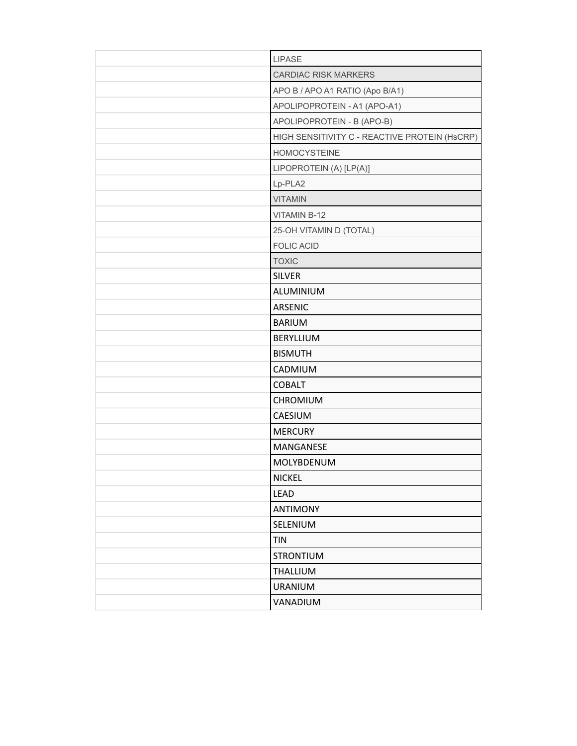| | |
|---|---|
| | LIPASE |
| | CARDIAC RISK MARKERS |
| | APO B / APO A1 RATIO (Apo B/A1) |
| | APOLIPOPROTEIN - A1 (APO-A1) |
| | APOLIPOPROTEIN - B (APO-B) |
| | HIGH SENSITIVITY C - REACTIVE PROTEIN (HsCRP) |
| | HOMOCYSTEINE |
| | LIPOPROTEIN (A) [LP(A)] |
| | Lp-PLA2 |
| | VITAMIN |
| | VITAMIN B-12 |
| | 25-OH VITAMIN D (TOTAL) |
| | FOLIC ACID |
| | TOXIC |
| | SILVER |
| | ALUMINIUM |
| | ARSENIC |
| | BARIUM |
| | BERYLLIUM |
| | BISMUTH |
| | CADMIUM |
| | COBALT |
| | CHROMIUM |
| | CAESIUM |
| | MERCURY |
| | MANGANESE |
| | MOLYBDENUM |
| | NICKEL |
| | LEAD |
| | ANTIMONY |
| | SELENIUM |
| | TIN |
| | STRONTIUM |
| | THALLIUM |
| | URANIUM |
| | VANADIUM |